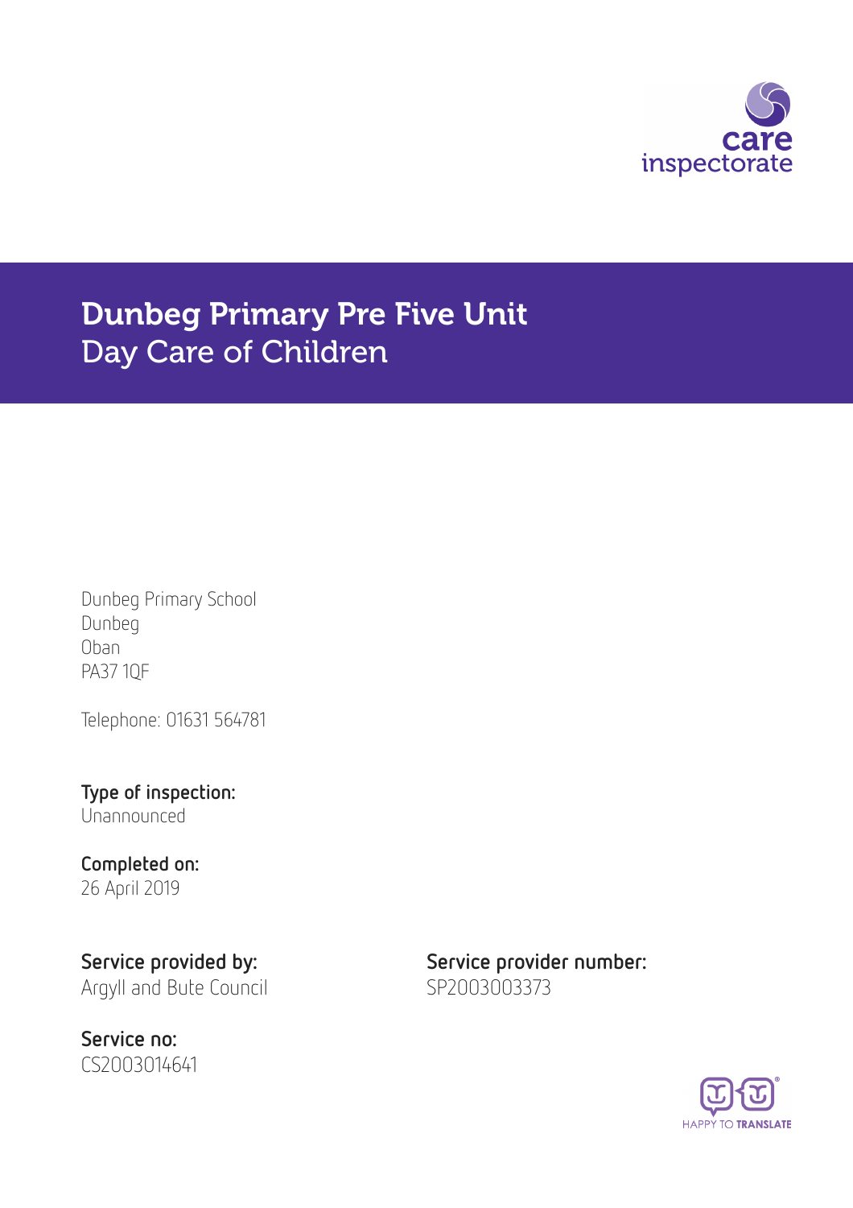# Dunbeg Primary Pre Five Unit
## Day Care of Children

Dunbeg Primary School
Dunbeg
Oban
PA37 1QF

Telephone: 01631 564781

**Type of inspection:**
Unannounced

**Completed on:**
26 April 2019

**Service provided by:**
Argyll and Bute Council

**Service provider number:**
SP2003003373

**Service no:**
CS2003014641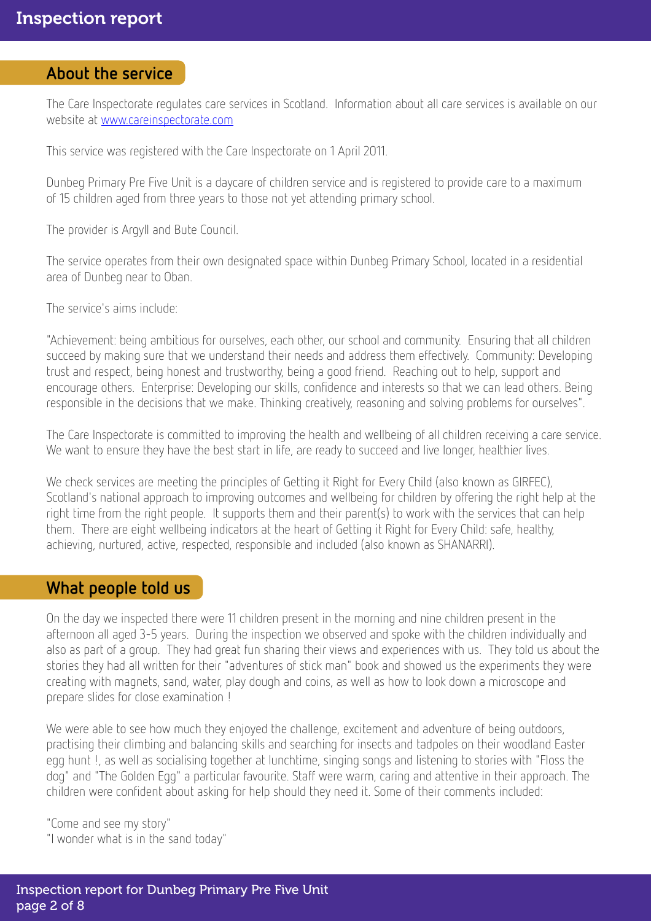## About the service

The Care Inspectorate regulates care services in Scotland. Information about all care services is available on our website at www.careinspectorate.com

This service was registered with the Care Inspectorate on 1 April 2011.

Dunbeg Primary Pre Five Unit is a daycare of children service and is registered to provide care to a maximum of 15 children aged from three years to those not yet attending primary school.

The provider is Argyll and Bute Council.

The service operates from their own designated space within Dunbeg Primary School, located in a residential area of Dunbeg near to Oban.

The service's aims include:

"Achievement: being ambitious for ourselves, each other, our school and community. Ensuring that all children succeed by making sure that we understand their needs and address them effectively. Community: Developing trust and respect, being honest and trustworthy, being a good friend. Reaching out to help, support and encourage others. Enterprise: Developing our skills, confidence and interests so that we can lead others. Being responsible in the decisions that we make. Thinking creatively, reasoning and solving problems for ourselves".

The Care Inspectorate is committed to improving the health and wellbeing of all children receiving a care service. We want to ensure they have the best start in life, are ready to succeed and live longer, healthier lives.

We check services are meeting the principles of Getting it Right for Every Child (also known as GIRFEC), Scotland's national approach to improving outcomes and wellbeing for children by offering the right help at the right time from the right people. It supports them and their parent(s) to work with the services that can help them. There are eight wellbeing indicators at the heart of Getting it Right for Every Child: safe, healthy, achieving, nurtured, active, respected, responsible and included (also known as SHANARRI).

## What people told us

On the day we inspected there were 11 children present in the morning and nine children present in the afternoon all aged 3-5 years. During the inspection we observed and spoke with the children individually and also as part of a group. They had great fun sharing their views and experiences with us. They told us about the stories they had all written for their "adventures of stick man" book and showed us the experiments they were creating with magnets, sand, water, play dough and coins, as well as how to look down a microscope and prepare slides for close examination !

We were able to see how much they enjoyed the challenge, excitement and adventure of being outdoors, practising their climbing and balancing skills and searching for insects and tadpoles on their woodland Easter egg hunt !, as well as socialising together at lunchtime, singing songs and listening to stories with "Floss the dog" and "The Golden Egg" a particular favourite. Staff were warm, caring and attentive in their approach. The children were confident about asking for help should they need it. Some of their comments included:

"Come and see my story"
"I wonder what is in the sand today"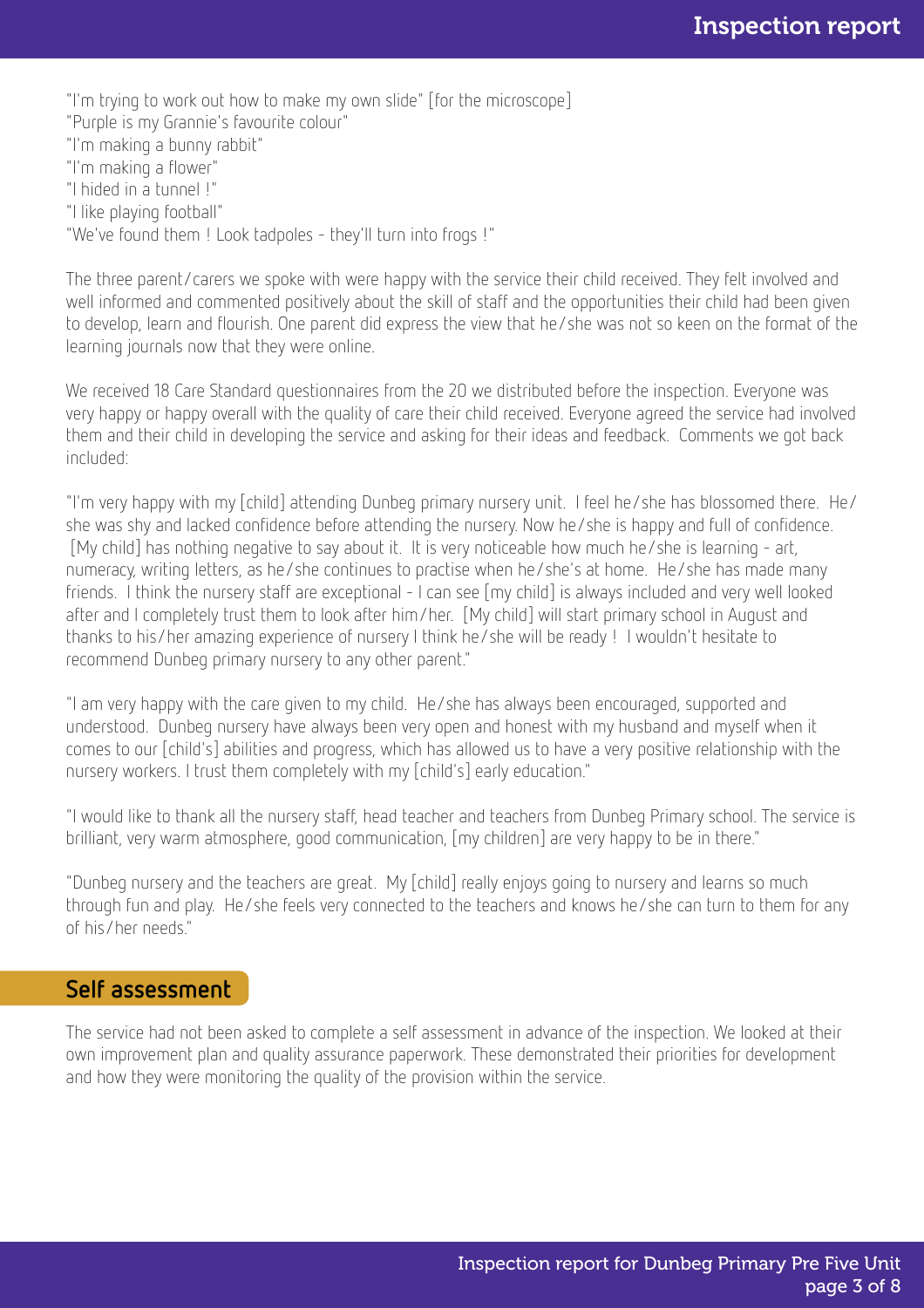"I'm trying to work out how to make my own slide" [for the microscope]
"Purple is my Grannie's favourite colour"
"I'm making a bunny rabbit"
"I'm making a flower"
"I hided in a tunnel !"
"I like playing football"
"We've found them ! Look tadpoles - they'll turn into frogs !"

The three parent/carers we spoke with were happy with the service their child received. They felt involved and well informed and commented positively about the skill of staff and the opportunities their child had been given to develop, learn and flourish. One parent did express the view that he/she was not so keen on the format of the learning journals now that they were online.

We received 18 Care Standard questionnaires from the 20 we distributed before the inspection. Everyone was very happy or happy overall with the quality of care their child received. Everyone agreed the service had involved them and their child in developing the service and asking for their ideas and feedback. Comments we got back included:

"I'm very happy with my [child] attending Dunbeg primary nursery unit. I feel he/she has blossomed there. He/she was shy and lacked confidence before attending the nursery. Now he/she is happy and full of confidence. [My child] has nothing negative to say about it. It is very noticeable how much he/she is learning - art, numeracy, writing letters, as he/she continues to practise when he/she's at home. He/she has made many friends. I think the nursery staff are exceptional - I can see [my child] is always included and very well looked after and I completely trust them to look after him/her. [My child] will start primary school in August and thanks to his/her amazing experience of nursery I think he/she will be ready ! I wouldn't hesitate to recommend Dunbeg primary nursery to any other parent."

"I am very happy with the care given to my child. He/she has always been encouraged, supported and understood. Dunbeg nursery have always been very open and honest with my husband and myself when it comes to our [child's] abilities and progress, which has allowed us to have a very positive relationship with the nursery workers. I trust them completely with my [child's] early education."

"I would like to thank all the nursery staff, head teacher and teachers from Dunbeg Primary school. The service is brilliant, very warm atmosphere, good communication, [my children] are very happy to be in there."

"Dunbeg nursery and the teachers are great. My [child] really enjoys going to nursery and learns so much through fun and play. He/she feels very connected to the teachers and knows he/she can turn to them for any of his/her needs."

## Self assessment

The service had not been asked to complete a self assessment in advance of the inspection. We looked at their own improvement plan and quality assurance paperwork. These demonstrated their priorities for development and how they were monitoring the quality of the provision within the service.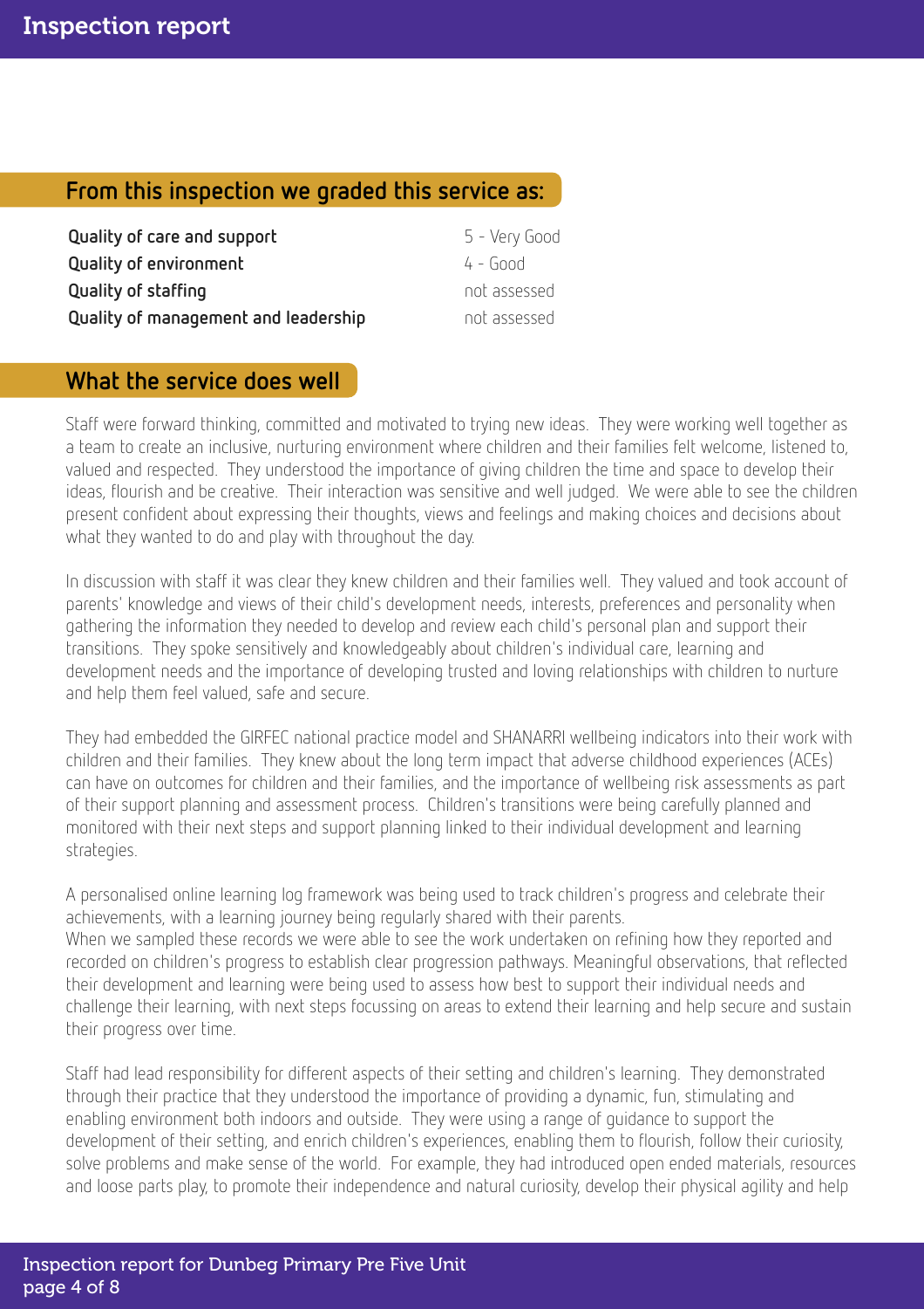## From this inspection we graded this service as:

| | |
|---|---|
| **Quality of care and support** | 5 - Very Good |
| **Quality of environment** | 4 - Good |
| **Quality of staffing** | not assessed |
| **Quality of management and leadership** | not assessed |

## What the service does well

Staff were forward thinking, committed and motivated to trying new ideas. They were working well together as a team to create an inclusive, nurturing environment where children and their families felt welcome, listened to, valued and respected. They understood the importance of giving children the time and space to develop their ideas, flourish and be creative. Their interaction was sensitive and well judged. We were able to see the children present confident about expressing their thoughts, views and feelings and making choices and decisions about what they wanted to do and play with throughout the day.

In discussion with staff it was clear they knew children and their families well. They valued and took account of parents' knowledge and views of their child's development needs, interests, preferences and personality when gathering the information they needed to develop and review each child's personal plan and support their transitions. They spoke sensitively and knowledgeably about children's individual care, learning and development needs and the importance of developing trusted and loving relationships with children to nurture and help them feel valued, safe and secure.

They had embedded the GIRFEC national practice model and SHANARRI wellbeing indicators into their work with children and their families. They knew about the long term impact that adverse childhood experiences (ACEs) can have on outcomes for children and their families, and the importance of wellbeing risk assessments as part of their support planning and assessment process. Children's transitions were being carefully planned and monitored with their next steps and support planning linked to their individual development and learning strategies.

A personalised online learning log framework was being used to track children's progress and celebrate their achievements, with a learning journey being regularly shared with their parents.
When we sampled these records we were able to see the work undertaken on refining how they reported and recorded on children's progress to establish clear progression pathways. Meaningful observations, that reflected their development and learning were being used to assess how best to support their individual needs and challenge their learning, with next steps focussing on areas to extend their learning and help secure and sustain their progress over time.

Staff had lead responsibility for different aspects of their setting and children's learning. They demonstrated through their practice that they understood the importance of providing a dynamic, fun, stimulating and enabling environment both indoors and outside. They were using a range of guidance to support the development of their setting, and enrich children's experiences, enabling them to flourish, follow their curiosity, solve problems and make sense of the world. For example, they had introduced open ended materials, resources and loose parts play, to promote their independence and natural curiosity, develop their physical agility and help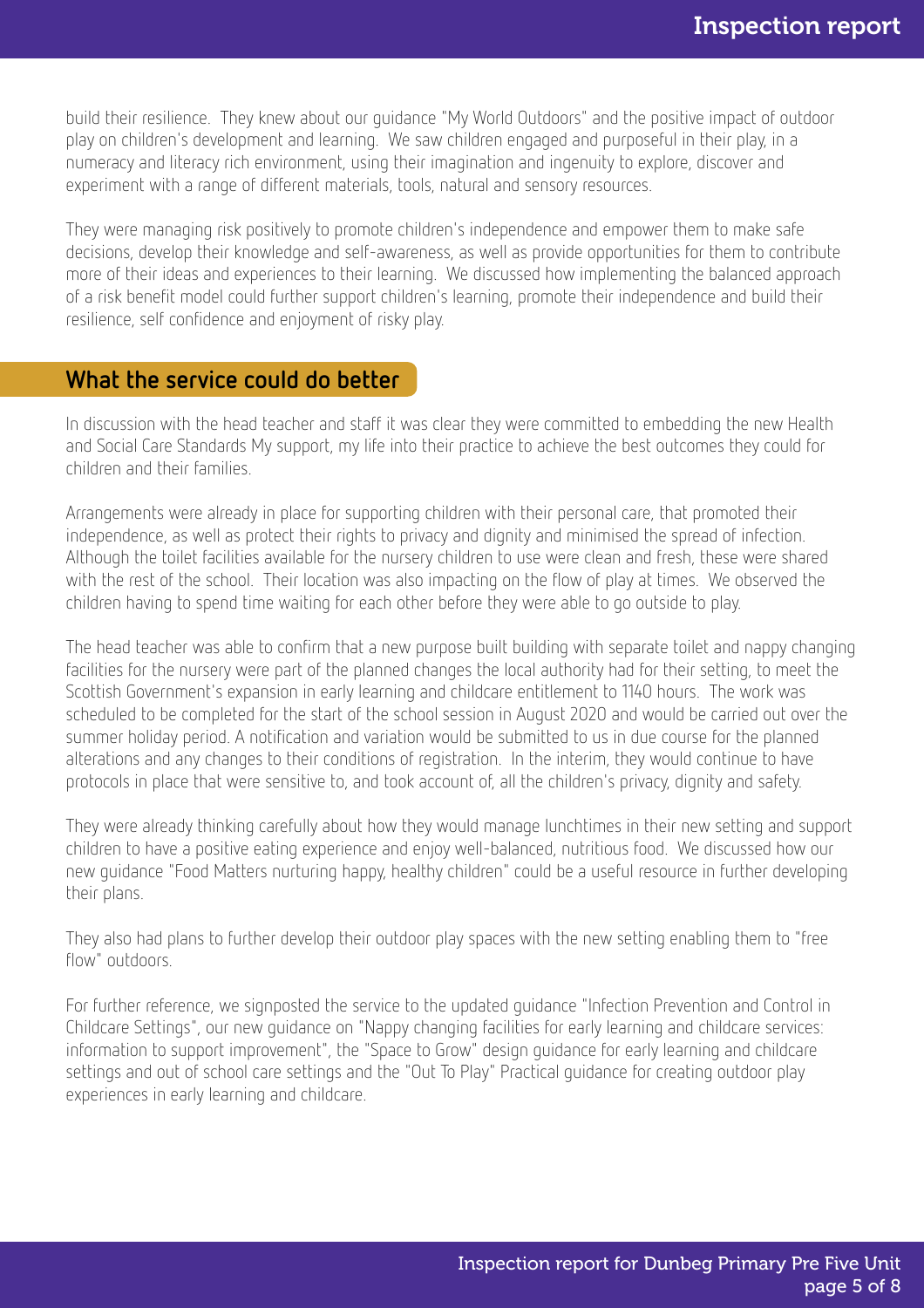build their resilience. They knew about our guidance "My World Outdoors" and the positive impact of outdoor play on children's development and learning. We saw children engaged and purposeful in their play, in a numeracy and literacy rich environment, using their imagination and ingenuity to explore, discover and experiment with a range of different materials, tools, natural and sensory resources.

They were managing risk positively to promote children's independence and empower them to make safe decisions, develop their knowledge and self-awareness, as well as provide opportunities for them to contribute more of their ideas and experiences to their learning. We discussed how implementing the balanced approach of a risk benefit model could further support children's learning, promote their independence and build their resilience, self confidence and enjoyment of risky play.

## What the service could do better

In discussion with the head teacher and staff it was clear they were committed to embedding the new Health and Social Care Standards My support, my life into their practice to achieve the best outcomes they could for children and their families.

Arrangements were already in place for supporting children with their personal care, that promoted their independence, as well as protect their rights to privacy and dignity and minimised the spread of infection. Although the toilet facilities available for the nursery children to use were clean and fresh, these were shared with the rest of the school. Their location was also impacting on the flow of play at times. We observed the children having to spend time waiting for each other before they were able to go outside to play.

The head teacher was able to confirm that a new purpose built building with separate toilet and nappy changing facilities for the nursery were part of the planned changes the local authority had for their setting, to meet the Scottish Government's expansion in early learning and childcare entitlement to 1140 hours. The work was scheduled to be completed for the start of the school session in August 2020 and would be carried out over the summer holiday period. A notification and variation would be submitted to us in due course for the planned alterations and any changes to their conditions of registration. In the interim, they would continue to have protocols in place that were sensitive to, and took account of, all the children's privacy, dignity and safety.

They were already thinking carefully about how they would manage lunchtimes in their new setting and support children to have a positive eating experience and enjoy well-balanced, nutritious food. We discussed how our new guidance "Food Matters nurturing happy, healthy children" could be a useful resource in further developing their plans.

They also had plans to further develop their outdoor play spaces with the new setting enabling them to "free flow" outdoors.

For further reference, we signposted the service to the updated guidance "Infection Prevention and Control in Childcare Settings", our new guidance on "Nappy changing facilities for early learning and childcare services: information to support improvement", the "Space to Grow" design guidance for early learning and childcare settings and out of school care settings and the "Out To Play" Practical guidance for creating outdoor play experiences in early learning and childcare.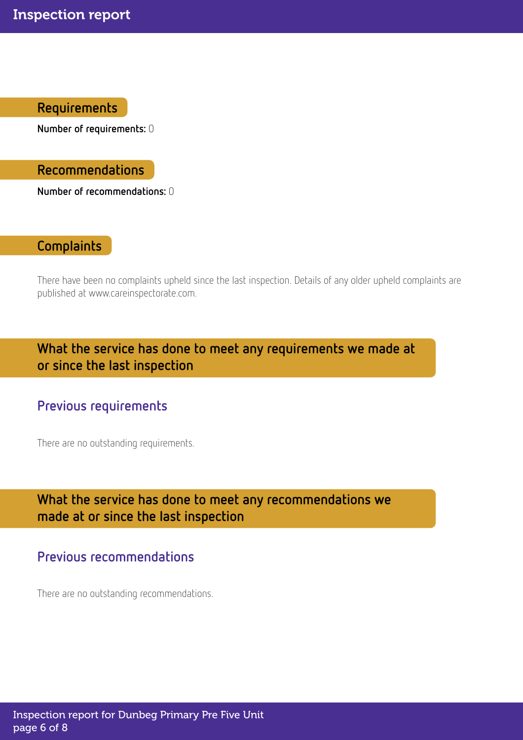## Requirements

**Number of requirements:** 0

## Recommendations

**Number of recommendations:** 0

## Complaints

There have been no complaints upheld since the last inspection. Details of any older upheld complaints are published at www.careinspectorate.com.

## What the service has done to meet any requirements we made at or since the last inspection

### Previous requirements

There are no outstanding requirements.

## What the service has done to meet any recommendations we made at or since the last inspection

### Previous recommendations

There are no outstanding recommendations.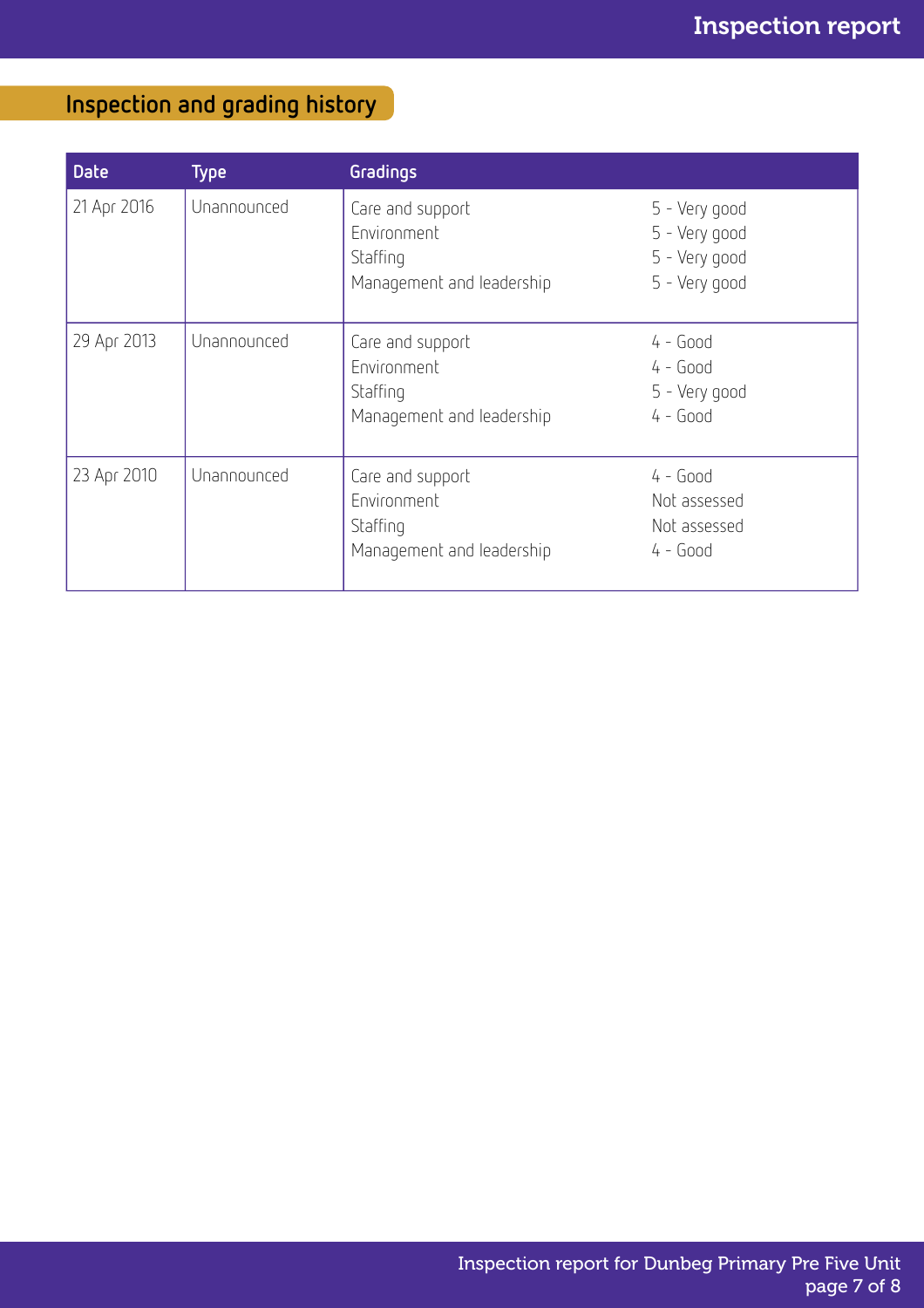## Inspection and grading history

| Date | Type | Gradings | |
|---|---|---|---|
| 21 Apr 2016 | Unannounced | Care and support<br>Environment<br>Staffing<br>Management and leadership | 5 - Very good<br>5 - Very good<br>5 - Very good<br>5 - Very good |
| 29 Apr 2013 | Unannounced | Care and support<br>Environment<br>Staffing<br>Management and leadership | 4 - Good<br>4 - Good<br>5 - Very good<br>4 - Good |
| 23 Apr 2010 | Unannounced | Care and support<br>Environment<br>Staffing<br>Management and leadership | 4 - Good<br>Not assessed<br>Not assessed<br>4 - Good |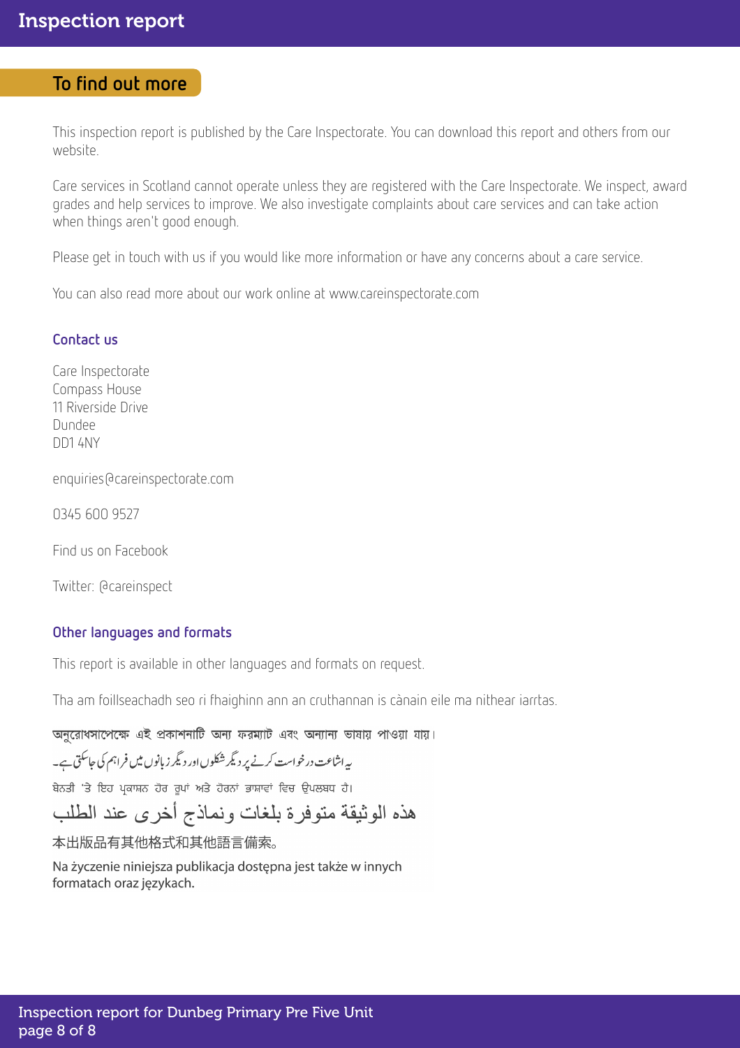## To find out more

This inspection report is published by the Care Inspectorate. You can download this report and others from our website.

Care services in Scotland cannot operate unless they are registered with the Care Inspectorate. We inspect, award grades and help services to improve. We also investigate complaints about care services and can take action when things aren't good enough.

Please get in touch with us if you would like more information or have any concerns about a care service.

You can also read more about our work online at www.careinspectorate.com

### Contact us

Care Inspectorate
Compass House
11 Riverside Drive
Dundee
DD1 4NY

enquiries@careinspectorate.com

0345 600 9527

Find us on Facebook

Twitter: @careinspect

### Other languages and formats

This report is available in other languages and formats on request.

Tha am foillseachadh seo ri fhaighinn ann an cruthannan is cànain eile ma nithear iarrtas.

অনুরোধসাপেক্ষে এই প্রকাশনাটি অন্য ফরম্যাট এবং অন্যান্য ভাষায় পাওয়া যায়।

یہ اشاعت درخواست کرنے پر دیگر شکلوں اور دیگر زبانوں میں فراہم کی جاسکتی ہے۔

ਬੇਨਤੀ 'ਤੇ ਇਹ ਪ੍ਰਕਾਸ਼ਨ ਹੋਰ ਰੂਪਾਂ ਅਤੇ ਹੋਰਨਾਂ ਭਾਸ਼ਾਵਾਂ ਵਿਚ ਉਪਲਬਧ ਹੈ।

هذه الوثيقة متوفرة بلغات ونماذج أخرى عند الطلب

本出版品有其他格式和其他語言備索。

Na życzenie niniejsza publikacja dostępna jest także w innych formatach oraz językach.